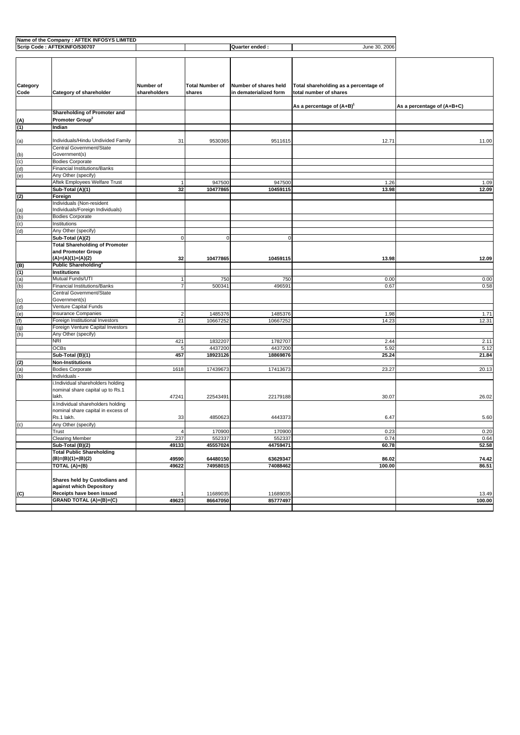| Name of the Company : AFTEK INFOSYS LIMITED | | | | | |
|---|---|---|---|---|---|
| Scrip Code : AFTEKINFO/530707 | | | Quarter ended : | June 30, 2006 | |

| Category Code | Category of shareholder | Number of shareholders | Total Number of shares | Number of shares held in dematerialized form | Total shareholding as a percentage of total number of shares | |
|---|---|---|---|---|---|---|
| | | | | | As a percentage of (A+B)[1] | As a percentage of (A+B+C) |
| (A) | **Shareholding of Promoter and Promoter Group[2]** | | | | | |
| (1) | **Indian** | | | | | |
| (a) | Individuals/Hindu Undivided Family | 31 | 9530365 | 9511615 | 12.71 | 11.00 |
| (b) | Central Government/State Government(s) | | | | | |
| (c) | Bodies Corporate | | | | | |
| (d) | Financial Institutions/Banks | | | | | |
| (e) | Any Other (specify) | | | | | |
| | Aftek Employees Welfare Trust | 1 | 947500 | 947500 | 1.26 | 1.09 |
| | **Sub-Total (A)(1)** | **32** | **10477865** | **10459115** | **13.98** | **12.09** |
| (2) | **Foreign** | | | | | |
| (a) | Individuals (Non-resident Individuals/Foreign Individuals) | | | | | |
| (b) | Bodies Corporate | | | | | |
| (c) | Institutions | | | | | |
| (d) | Any Other (specify) | | | | | |
| | **Sub-Total (A)(2)** | 0 | 0 | 0 | | |
| | **Total Shareholding of Promoter and Promoter Group (A)=(A)(1)+(A)(2)** | **32** | **10477865** | **10459115** | **13.98** | **12.09** |
| (B) | **Public Shareholding[3]** | | | | | |
| (1) | **Institutions** | | | | | |
| (a) | Mutual Funds/UTI | 1 | 750 | 750 | 0.00 | 0.00 |
| (b) | Financial Institutions/Banks | 7 | 500341 | 496591 | 0.67 | 0.58 |
| (c) | Central Government/State Government(s) | | | | | |
| (d) | Venture Capital Funds | | | | | |
| (e) | Insurance Companies | 2 | 1485376 | 1485376 | 1.98 | 1.71 |
| (f) | Foreign Institutional Investors | 21 | 10667252 | 10667252 | 14.23 | 12.31 |
| (g) | Foreign Venture Capital Investors | | | | | |
| (h) | Any Other (specify) | | | | | |
| | NRI | 421 | 1832207 | 1782707 | 2.44 | 2.11 |
| | OCBs | 5 | 4437200 | 4437200 | 5.92 | 5.12 |
| | **Sub-Total (B)(1)** | **457** | **18923126** | **18869876** | **25.24** | **21.84** |
| (2) | **Non-Institutions** | | | | | |
| (a) | Bodies Corporate | 1618 | 17439673 | 17413673 | 23.27 | 20.13 |
| (b) | Individuals - | | | | | |
| | i.Individual shareholders holding nominal share capital up to Rs.1 lakh. | 47241 | 22543491 | 22179188 | 30.07 | 26.02 |
| | ii.Individual shareholders holding nominal share capital in excess of Rs.1 lakh. | 33 | 4850623 | 4443373 | 6.47 | 5.60 |
| (c) | Any Other (specify) | | | | | |
| | Trust | 4 | 170900 | 170900 | 0.23 | 0.20 |
| | Clearing Member | 237 | 552337 | 552337 | 0.74 | 0.64 |
| | **Sub-Total (B)(2)** | **49133** | **45557024** | **44759471** | **60.78** | **52.58** |
| | **Total Public Shareholding (B)=(B)(1)+(B)(2)** | **49590** | **64480150** | **63629347** | **86.02** | **74.42** |
| | **TOTAL (A)+(B)** | **49622** | **74958015** | **74088462** | **100.00** | **86.51** |
| (C) | **Shares held by Custodians and against which Depository Receipts have been issued** | 1 | 11689035 | 11689035 | | 13.49 |
| | **GRAND TOTAL (A)+(B)+(C)** | **49623** | **86647050** | **85777497** | | **100.00** |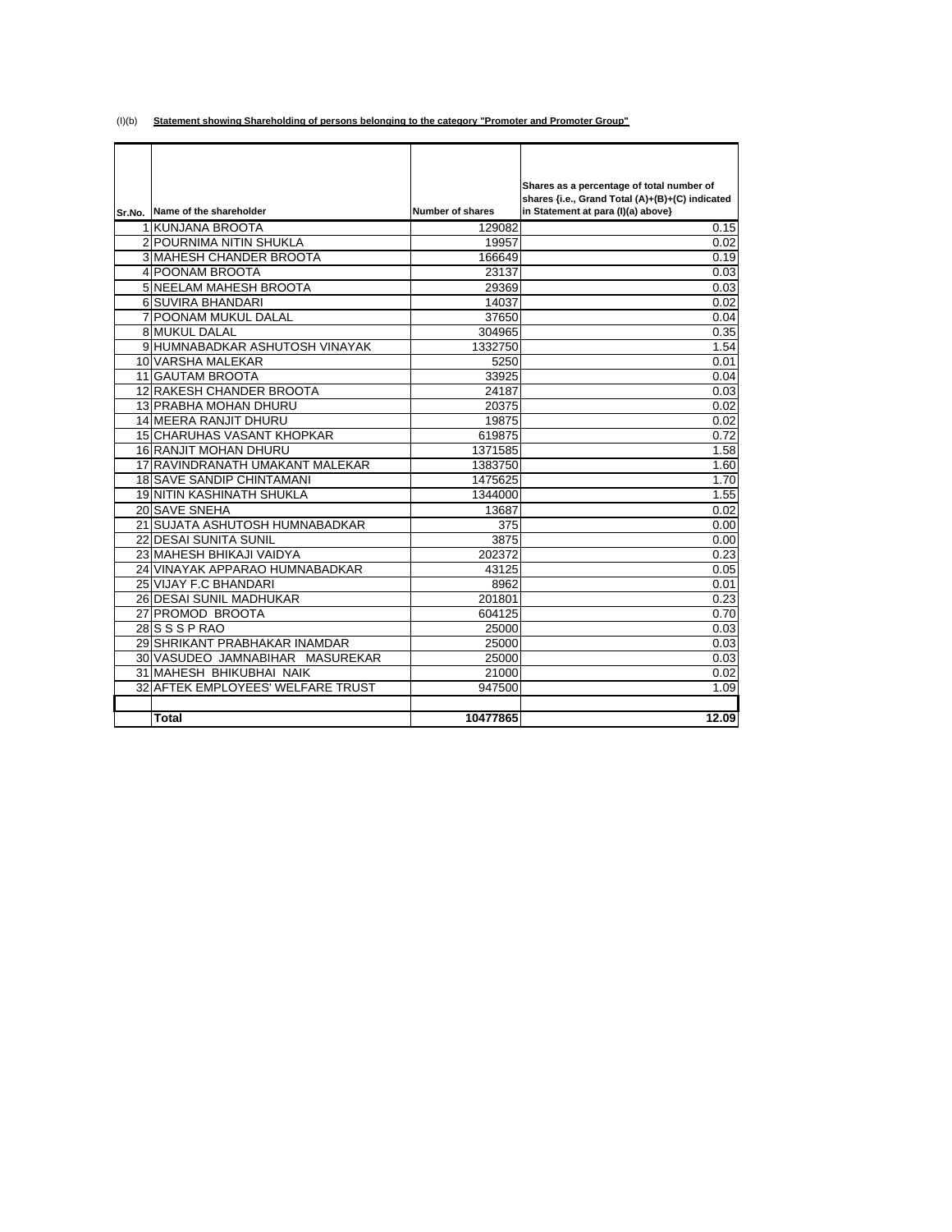(I)(b) **Statement showing Shareholding of persons belonging to the category "Promoter and Promoter Group"**

| Sr.No. | Name of the shareholder | Number of shares | Shares as a percentage of total number of shares {i.e., Grand Total (A)+(B)+(C) indicated in Statement at para (I)(a) above} |
|---|---|---|---|
| 1 | KUNJANA BROOTA | 129082 | 0.15 |
| 2 | POURNIMA NITIN SHUKLA | 19957 | 0.02 |
| 3 | MAHESH CHANDER BROOTA | 166649 | 0.19 |
| 4 | POONAM BROOTA | 23137 | 0.03 |
| 5 | NEELAM MAHESH BROOTA | 29369 | 0.03 |
| 6 | SUVIRA BHANDARI | 14037 | 0.02 |
| 7 | POONAM MUKUL DALAL | 37650 | 0.04 |
| 8 | MUKUL DALAL | 304965 | 0.35 |
| 9 | HUMNABADKAR ASHUTOSH VINAYAK | 1332750 | 1.54 |
| 10 | VARSHA MALEKAR | 5250 | 0.01 |
| 11 | GAUTAM BROOTA | 33925 | 0.04 |
| 12 | RAKESH CHANDER BROOTA | 24187 | 0.03 |
| 13 | PRABHA MOHAN DHURU | 20375 | 0.02 |
| 14 | MEERA RANJIT DHURU | 19875 | 0.02 |
| 15 | CHARUHAS VASANT KHOPKAR | 619875 | 0.72 |
| 16 | RANJIT MOHAN DHURU | 1371585 | 1.58 |
| 17 | RAVINDRANATH UMAKANT MALEKAR | 1383750 | 1.60 |
| 18 | SAVE SANDIP CHINTAMANI | 1475625 | 1.70 |
| 19 | NITIN KASHINATH SHUKLA | 1344000 | 1.55 |
| 20 | SAVE SNEHA | 13687 | 0.02 |
| 21 | SUJATA ASHUTOSH HUMNABADKAR | 375 | 0.00 |
| 22 | DESAI SUNITA SUNIL | 3875 | 0.00 |
| 23 | MAHESH BHIKAJI VAIDYA | 202372 | 0.23 |
| 24 | VINAYAK APPARAO HUMNABADKAR | 43125 | 0.05 |
| 25 | VIJAY F.C BHANDARI | 8962 | 0.01 |
| 26 | DESAI SUNIL MADHUKAR | 201801 | 0.23 |
| 27 | PROMOD BROOTA | 604125 | 0.70 |
| 28 | S S S P RAO | 25000 | 0.03 |
| 29 | SHRIKANT PRABHAKAR INAMDAR | 25000 | 0.03 |
| 30 | VASUDEO JAMNABIHAR MASUREKAR | 25000 | 0.03 |
| 31 | MAHESH BHIKUBHAI NAIK | 21000 | 0.02 |
| 32 | AFTEK EMPLOYEES' WELFARE TRUST | 947500 | 1.09 |
| | | | |
| | **Total** | **10477865** | **12.09** |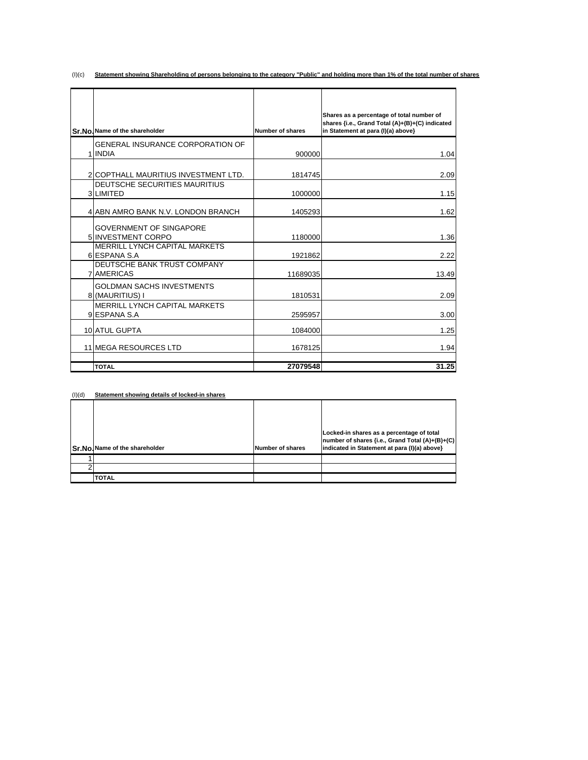(I)(c) **Statement showing Shareholding of persons belonging to the category "Public" and holding more than 1% of the total number of shares**

| Sr.No. | Name of the shareholder | Number of shares | Shares as a percentage of total number of shares {i.e., Grand Total (A)+(B)+(C) indicated in Statement at para (I)(a) above} |
|---|---|---|---|
| 1 | GENERAL INSURANCE CORPORATION OF INDIA | 900000 | 1.04 |
| 2 | COPTHALL MAURITIUS INVESTMENT LTD. | 1814745 | 2.09 |
| 3 | DEUTSCHE SECURITIES MAURITIUS LIMITED | 1000000 | 1.15 |
| 4 | ABN AMRO BANK N.V. LONDON BRANCH | 1405293 | 1.62 |
| 5 | GOVERNMENT OF SINGAPORE INVESTMENT CORPO | 1180000 | 1.36 |
| 6 | MERRILL LYNCH CAPITAL MARKETS ESPANA S.A | 1921862 | 2.22 |
| 7 | DEUTSCHE BANK TRUST COMPANY AMERICAS | 11689035 | 13.49 |
| 8 | GOLDMAN SACHS INVESTMENTS (MAURITIUS) I | 1810531 | 2.09 |
| 9 | MERRILL LYNCH CAPITAL MARKETS ESPANA S.A | 2595957 | 3.00 |
| 10 | ATUL GUPTA | 1084000 | 1.25 |
| 11 | MEGA RESOURCES LTD | 1678125 | 1.94 |
| | | | |
| | **TOTAL** | **27079548** | **31.25** |

(I)(d) **Statement showing details of locked-in shares**

| Sr.No. | Name of the shareholder | Number of shares | Locked-in shares as a percentage of total number of shares {i.e., Grand Total (A)+(B)+(C) indicated in Statement at para (I)(a) above} |
|---|---|---|---|
| 1 | | | |
| 2 | | | |
| | **TOTAL** | | |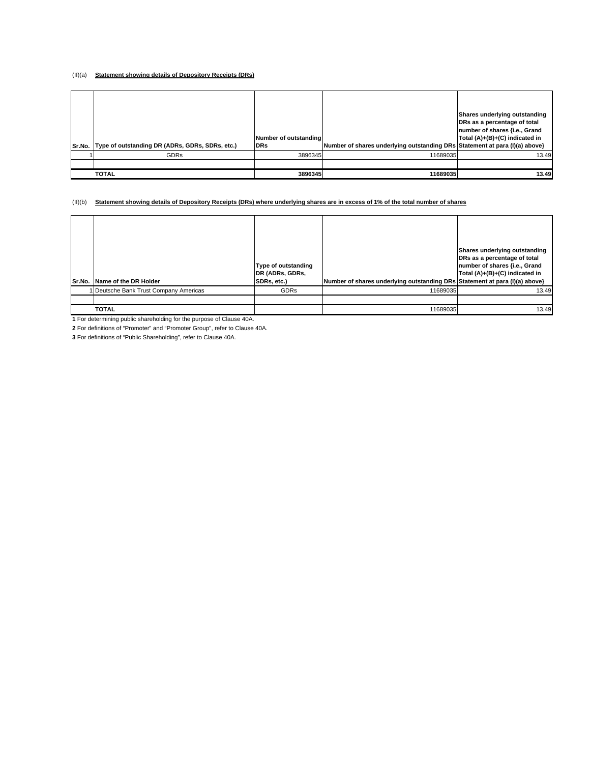(II)(a) **Statement showing details of Depository Receipts (DRs)**

| Sr.No. | Type of outstanding DR (ADRs, GDRs, SDRs, etc.) | Number of outstanding DRs | Number of shares underlying outstanding DRs | Shares underlying outstanding DRs as a percentage of total number of shares {i.e., Grand Total (A)+(B)+(C) indicated in Statement at para (I)(a) above} |
|---|---|---|---|---|
| 1 | GDRs | 3896345 | 11689035 | 13.49 |
| | | | | |
| | **TOTAL** | **3896345** | **11689035** | **13.49** |

(II)(b) **Statement showing details of Depository Receipts (DRs) where underlying shares are in excess of 1% of the total number of shares**

| Sr.No. | Name of the DR Holder | Type of outstanding DR (ADRs, GDRs, SDRs, etc.) | Number of shares underlying outstanding DRs | Shares underlying outstanding DRs as a percentage of total number of shares {i.e., Grand Total (A)+(B)+(C) indicated in Statement at para (I)(a) above} |
|---|---|---|---|---|
| 1 | Deutsche Bank Trust Company Americas | GDRs | 11689035 | 13.49 |
| | | | | |
| | **TOTAL** | | 11689035 | 13.49 |

**1** For determining public shareholding for the purpose of Clause 40A.

**2** For definitions of "Promoter" and "Promoter Group", refer to Clause 40A.

**3** For definitions of "Public Shareholding", refer to Clause 40A.